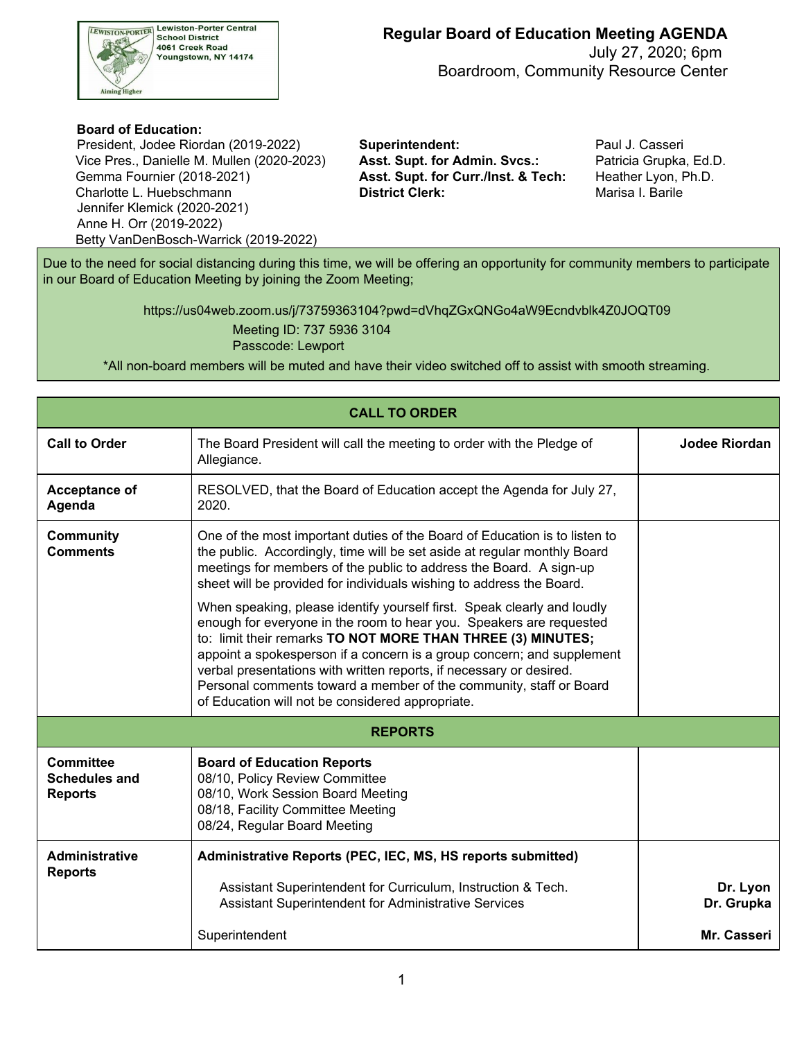Lewiston-Porter Central School District
4061 Creek Road
Youngstown, NY 14174

Aiming Higher

# Regular Board of Education Meeting AGENDA

July 27, 2020; 6pm
Boardroom, Community Resource Center

**Board of Education:**
President, Jodee Riordan (2019-2022)
Vice Pres., Danielle M. Mullen (2020-2023)
Gemma Fournier (2018-2021)
Charlotte L. Huebschmann
Jennifer Klemick (2020-2021)
Anne H. Orr (2019-2022)
Betty VanDenBosch-Warrick (2019-2022)

**Superintendent:** Paul J. Casseri
**Asst. Supt. for Admin. Svcs.:** Patricia Grupka, Ed.D.
**Asst. Supt. for Curr./Inst. & Tech:** Heather Lyon, Ph.D.
**District Clerk:** Marisa I. Barile

Due to the need for social distancing during this time, we will be offering an opportunity for community members to participate in our Board of Education Meeting by joining the Zoom Meeting;

https://us04web.zoom.us/j/73759363104?pwd=dVhqZGxQNGo4aW9Ecndvblk4Z0JOQT09

Meeting ID: 737 5936 3104
Passcode: Lewport

*All non-board members will be muted and have their video switched off to assist with smooth streaming.

| CALL TO ORDER | | |
|---|---|---|
| **Call to Order** | The Board President will call the meeting to order with the Pledge of Allegiance. | **Jodee Riordan** |
| **Acceptance of Agenda** | RESOLVED, that the Board of Education accept the Agenda for July 27, 2020. | |
| **Community Comments** | One of the most important duties of the Board of Education is to listen to the public. Accordingly, time will be set aside at regular monthly Board meetings for members of the public to address the Board. A sign-up sheet will be provided for individuals wishing to address the Board.<br><br>When speaking, please identify yourself first. Speak clearly and loudly enough for everyone in the room to hear you. Speakers are requested to: limit their remarks **TO NOT MORE THAN THREE (3) MINUTES;** appoint a spokesperson if a concern is a group concern; and supplement verbal presentations with written reports, if necessary or desired. Personal comments toward a member of the community, staff or Board of Education will not be considered appropriate. | |
| **REPORTS** | | |
| **Committee Schedules and Reports** | **Board of Education Reports**<br>08/10, Policy Review Committee<br>08/10, Work Session Board Meeting<br>08/18, Facility Committee Meeting<br>08/24, Regular Board Meeting | |
| **Administrative Reports** | **Administrative Reports (PEC, IEC, MS, HS reports submitted)**<br><br>Assistant Superintendent for Curriculum, Instruction & Tech.<br>Assistant Superintendent for Administrative Services<br><br>Superintendent | <br><br>**Dr. Lyon**<br>**Dr. Grupka**<br><br>**Mr. Casseri** |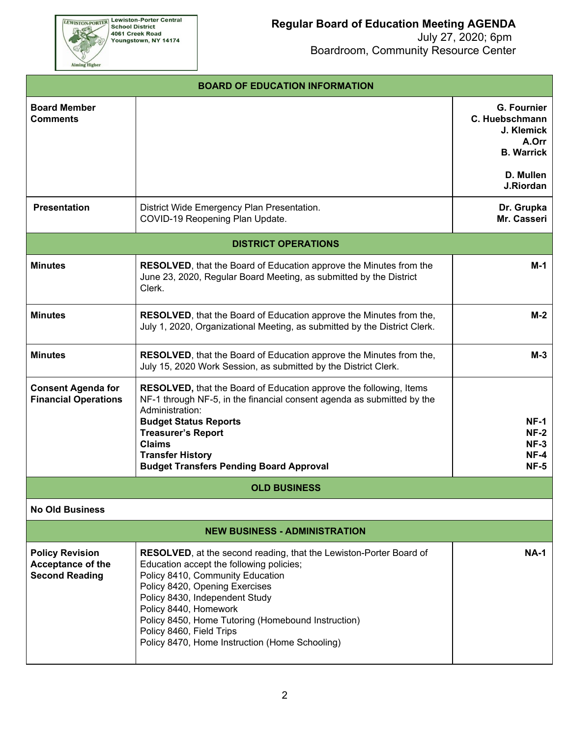Lewiston-Porter Central School District
4061 Creek Road
Youngstown, NY 14174

# Regular Board of Education Meeting AGENDA

July 27, 2020; 6pm
Boardroom, Community Resource Center

| BOARD OF EDUCATION INFORMATION | | |
|---|---|---|
| **Board Member Comments** | | **G. Fournier**<br>**C. Huebschmann**<br>**J. Klemick**<br>**A.Orr**<br>**B. Warrick**<br><br>**D. Mullen**<br>**J.Riordan** |
| **Presentation** | District Wide Emergency Plan Presentation.<br>COVID-19 Reopening Plan Update. | **Dr. Grupka**<br>**Mr. Casseri** |
| **DISTRICT OPERATIONS** | | |
| **Minutes** | **RESOLVED**, that the Board of Education approve the Minutes from the June 23, 2020, Regular Board Meeting, as submitted by the District Clerk. | **M-1** |
| **Minutes** | **RESOLVED**, that the Board of Education approve the Minutes from the, July 1, 2020, Organizational Meeting, as submitted by the District Clerk. | **M-2** |
| **Minutes** | **RESOLVED**, that the Board of Education approve the Minutes from the, July 15, 2020 Work Session, as submitted by the District Clerk. | **M-3** |
| **Consent Agenda for Financial Operations** | **RESOLVED,** that the Board of Education approve the following, Items NF-1 through NF-5, in the financial consent agenda as submitted by the Administration:<br>**Budget Status Reports**<br>**Treasurer's Report**<br>**Claims**<br>**Transfer History**<br>**Budget Transfers Pending Board Approval** | <br><br><br>**NF-1**<br>**NF-2**<br>**NF-3**<br>**NF-4**<br>**NF-5** |
| **OLD BUSINESS** | | |
| **No Old Business** | | |
| **NEW BUSINESS - ADMINISTRATION** | | |
| **Policy Revision Acceptance of the Second Reading** | **RESOLVED**, at the second reading, that the Lewiston-Porter Board of Education accept the following policies;<br>Policy 8410, Community Education<br>Policy 8420, Opening Exercises<br>Policy 8430, Independent Study<br>Policy 8440, Homework<br>Policy 8450, Home Tutoring (Homebound Instruction)<br>Policy 8460, Field Trips<br>Policy 8470, Home Instruction (Home Schooling) | **NA-1** |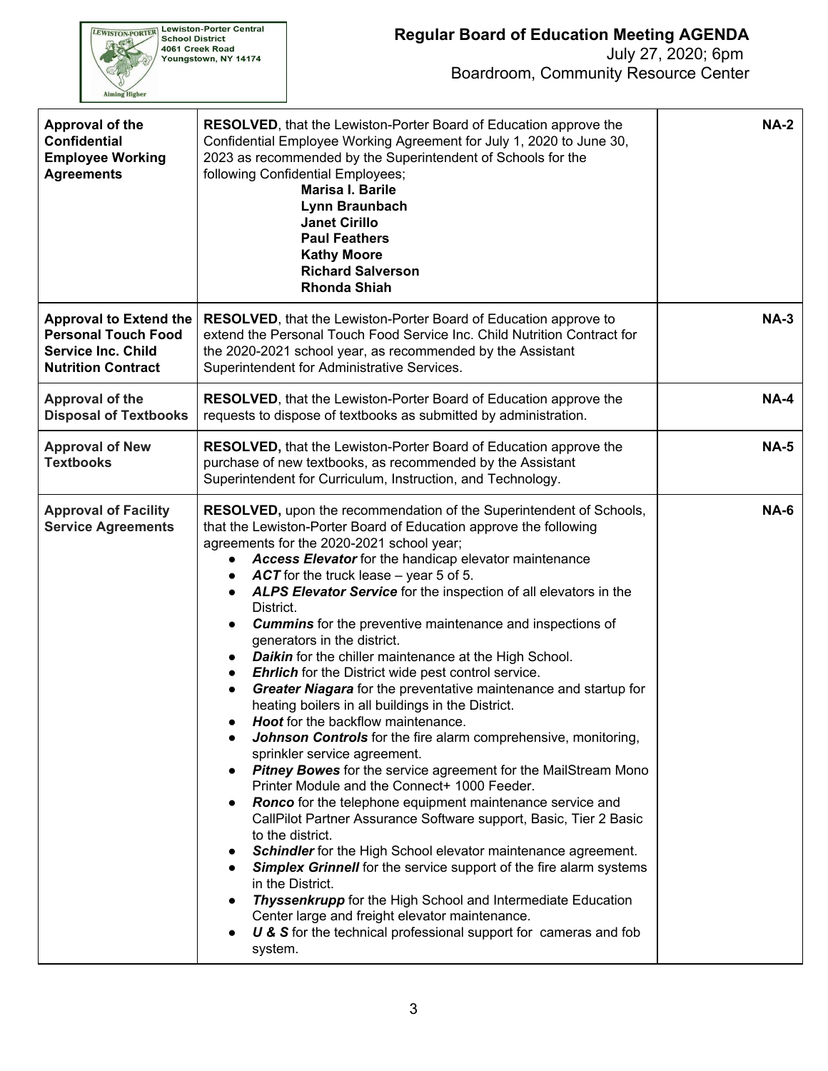| | | |
|---|---|---|
| **Approval of the Confidential Employee Working Agreements** | **RESOLVED**, that the Lewiston-Porter Board of Education approve the Confidential Employee Working Agreement for July 1, 2020 to June 30, 2023 as recommended by the Superintendent of Schools for the following Confidential Employees;<br>**Marisa I. Barile**<br>**Lynn Braunbach**<br>**Janet Cirillo**<br>**Paul Feathers**<br>**Kathy Moore**<br>**Richard Salverson**<br>**Rhonda Shiah** | **NA-2** |
| **Approval to Extend the Personal Touch Food Service Inc. Child Nutrition Contract** | **RESOLVED**, that the Lewiston-Porter Board of Education approve to extend the Personal Touch Food Service Inc. Child Nutrition Contract for the 2020-2021 school year, as recommended by the Assistant Superintendent for Administrative Services. | **NA-3** |
| **Approval of the Disposal of Textbooks** | **RESOLVED**, that the Lewiston-Porter Board of Education approve the requests to dispose of textbooks as submitted by administration. | **NA-4** |
| **Approval of New Textbooks** | **RESOLVED,** that the Lewiston-Porter Board of Education approve the purchase of new textbooks, as recommended by the Assistant Superintendent for Curriculum, Instruction, and Technology. | **NA-5** |
| **Approval of Facility Service Agreements** | **RESOLVED,** upon the recommendation of the Superintendent of Schools, that the Lewiston-Porter Board of Education approve the following agreements for the 2020-2021 school year;<br>● ***Access Elevator*** for the handicap elevator maintenance<br>● ***ACT*** for the truck lease – year 5 of 5.<br>● ***ALPS Elevator Service*** for the inspection of all elevators in the District.<br>● ***Cummins*** for the preventive maintenance and inspections of generators in the district.<br>● ***Daikin*** for the chiller maintenance at the High School.<br>● ***Ehrlich*** for the District wide pest control service.<br>● ***Greater Niagara*** for the preventative maintenance and startup for heating boilers in all buildings in the District.<br>● ***Hoot*** for the backflow maintenance.<br>● ***Johnson Controls*** for the fire alarm comprehensive, monitoring, sprinkler service agreement.<br>● ***Pitney Bowes*** for the service agreement for the MailStream Mono Printer Module and the Connect+ 1000 Feeder.<br>● ***Ronco*** for the telephone equipment maintenance service and CallPilot Partner Assurance Software support, Basic, Tier 2 Basic to the district.<br>● ***Schindler*** for the High School elevator maintenance agreement.<br>● ***Simplex Grinnell*** for the service support of the fire alarm systems in the District.<br>● ***Thyssenkrupp*** for the High School and Intermediate Education Center large and freight elevator maintenance.<br>● ***U & S*** for the technical professional support for cameras and fob system. | **NA-6** |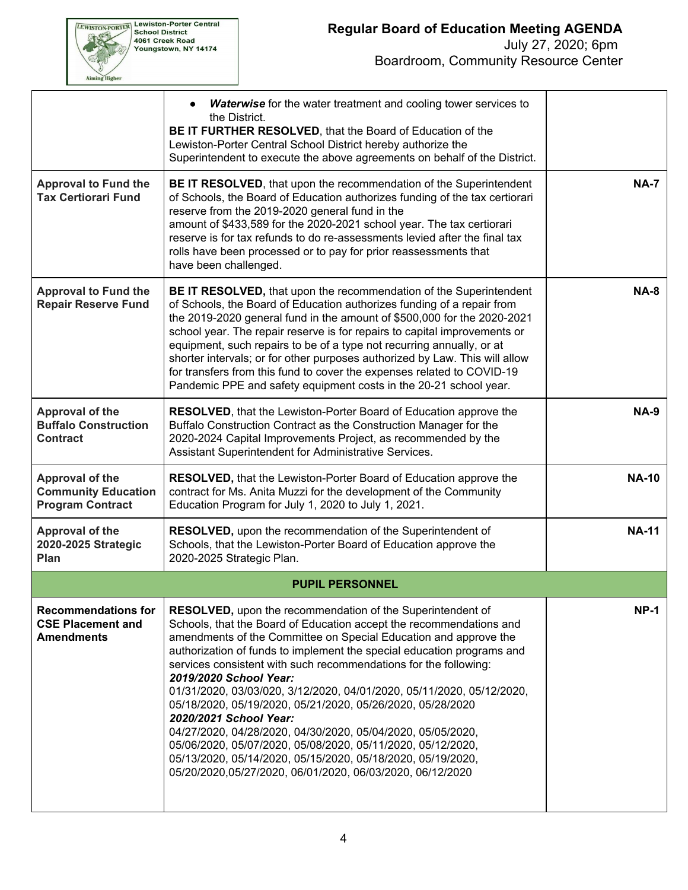| | | |
|---|---|---|
| | • ***Waterwise*** for the water treatment and cooling tower services to the District.<br>**BE IT FURTHER RESOLVED**, that the Board of Education of the Lewiston-Porter Central School District hereby authorize the Superintendent to execute the above agreements on behalf of the District. | |
| **Approval to Fund the Tax Certiorari Fund** | **BE IT RESOLVED**, that upon the recommendation of the Superintendent of Schools, the Board of Education authorizes funding of the tax certiorari reserve from the 2019-2020 general fund in the amount of $433,589 for the 2020-2021 school year. The tax certiorari reserve is for tax refunds to do re-assessments levied after the final tax rolls have been processed or to pay for prior reassessments that have been challenged. | **NA-7** |
| **Approval to Fund the Repair Reserve Fund** | **BE IT RESOLVED,** that upon the recommendation of the Superintendent of Schools, the Board of Education authorizes funding of a repair from the 2019-2020 general fund in the amount of $500,000 for the 2020-2021 school year. The repair reserve is for repairs to capital improvements or equipment, such repairs to be of a type not recurring annually, or at shorter intervals; or for other purposes authorized by Law. This will allow for transfers from this fund to cover the expenses related to COVID-19 Pandemic PPE and safety equipment costs in the 20-21 school year. | **NA-8** |
| **Approval of the Buffalo Construction Contract** | **RESOLVED**, that the Lewiston-Porter Board of Education approve the Buffalo Construction Contract as the Construction Manager for the 2020-2024 Capital Improvements Project, as recommended by the Assistant Superintendent for Administrative Services. | **NA-9** |
| **Approval of the Community Education Program Contract** | **RESOLVED,** that the Lewiston-Porter Board of Education approve the contract for Ms. Anita Muzzi for the development of the Community Education Program for July 1, 2020 to July 1, 2021. | **NA-10** |
| **Approval of the 2020-2025 Strategic Plan** | **RESOLVED,** upon the recommendation of the Superintendent of Schools, that the Lewiston-Porter Board of Education approve the 2020-2025 Strategic Plan. | **NA-11** |
| | **PUPIL PERSONNEL** | |
| **Recommendations for CSE Placement and Amendments** | **RESOLVED,** upon the recommendation of the Superintendent of Schools, that the Board of Education accept the recommendations and amendments of the Committee on Special Education and approve the authorization of funds to implement the special education programs and services consistent with such recommendations for the following:<br>***2019/2020 School Year:***<br>01/31/2020, 03/03/020, 3/12/2020, 04/01/2020, 05/11/2020, 05/12/2020, 05/18/2020, 05/19/2020, 05/21/2020, 05/26/2020, 05/28/2020<br>***2020/2021 School Year:***<br>04/27/2020, 04/28/2020, 04/30/2020, 05/04/2020, 05/05/2020, 05/06/2020, 05/07/2020, 05/08/2020, 05/11/2020, 05/12/2020, 05/13/2020, 05/14/2020, 05/15/2020, 05/18/2020, 05/19/2020, 05/20/2020,05/27/2020, 06/01/2020, 06/03/2020, 06/12/2020 | **NP-1** |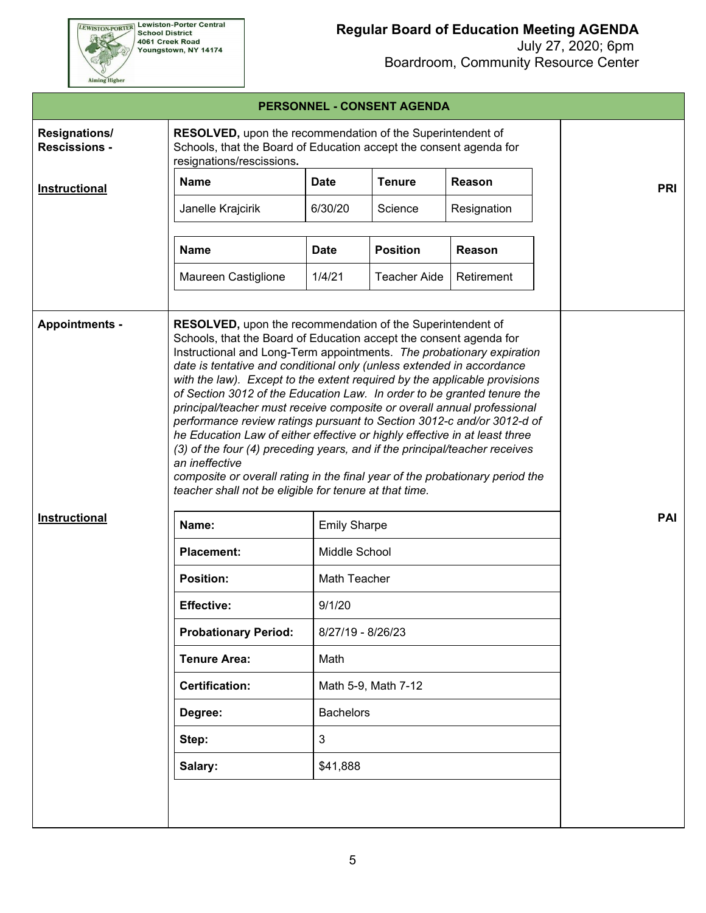Lewiston-Porter Central School District
4061 Creek Road
Youngstown, NY 14174

Aiming Higher

# Regular Board of Education Meeting AGENDA

July 27, 2020; 6pm
Boardroom, Community Resource Center

## PERSONNEL - CONSENT AGENDA

**Resignations/ Rescissions -**

**Instructional** — PRI

**RESOLVED,** upon the recommendation of the Superintendent of Schools, that the Board of Education accept the consent agenda for resignations/rescissions**.**

| Name | Date | Tenure | Reason |
|---|---|---|---|
| Janelle Krajcirik | 6/30/20 | Science | Resignation |

| Name | Date | Position | Reason |
|---|---|---|---|
| Maureen Castiglione | 1/4/21 | Teacher Aide | Retirement |

**Appointments -**

**RESOLVED,** upon the recommendation of the Superintendent of Schools, that the Board of Education accept the consent agenda for Instructional and Long-Term appointments. *The probationary expiration date is tentative and conditional only (unless extended in accordance with the law). Except to the extent required by the applicable provisions of Section 3012 of the Education Law. In order to be granted tenure the principal/teacher must receive composite or overall annual professional performance review ratings pursuant to Section 3012-c and/or 3012-d of he Education Law of either effective or highly effective in at least three (3) of the four (4) preceding years, and if the principal/teacher receives an ineffective composite or overall rating in the final year of the probationary period the teacher shall not be eligible for tenure at that time.*

**Instructional** — PAI

| | |
|---|---|
| **Name:** | Emily Sharpe |
| **Placement:** | Middle School |
| **Position:** | Math Teacher |
| **Effective:** | 9/1/20 |
| **Probationary Period:** | 8/27/19 - 8/26/23 |
| **Tenure Area:** | Math |
| **Certification:** | Math 5-9, Math 7-12 |
| **Degree:** | Bachelors |
| **Step:** | 3 |
| **Salary:** | $41,888 |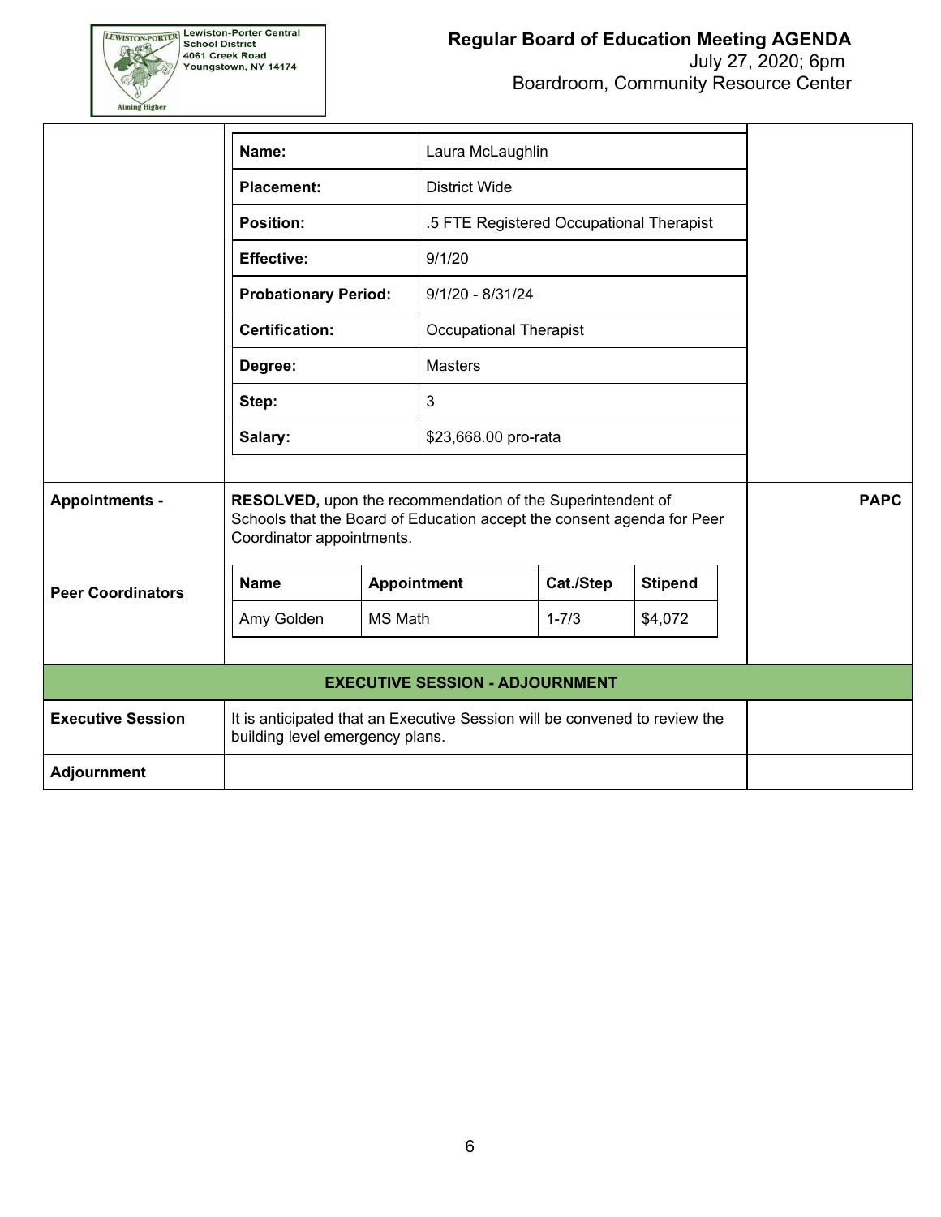| | |
|---|---|
| **Name:** | Laura McLaughlin |
| **Placement:** | District Wide |
| **Position:** | .5 FTE Registered Occupational Therapist |
| **Effective:** | 9/1/20 |
| **Probationary Period:** | 9/1/20 - 8/31/24 |
| **Certification:** | Occupational Therapist |
| **Degree:** | Masters |
| **Step:** | 3 |
| **Salary:** | $23,668.00 pro-rata |

**Appointments -**

**Peer Coordinators**

**RESOLVED,** upon the recommendation of the Superintendent of Schools that the Board of Education accept the consent agenda for Peer Coordinator appointments.

**PAPC**

| Name | Appointment | Cat./Step | Stipend |
|---|---|---|---|
| Amy Golden | MS Math | 1-7/3 | $4,072 |

## EXECUTIVE SESSION - ADJOURNMENT

**Executive Session**

It is anticipated that an Executive Session will be convened to review the building level emergency plans.

**Adjournment**